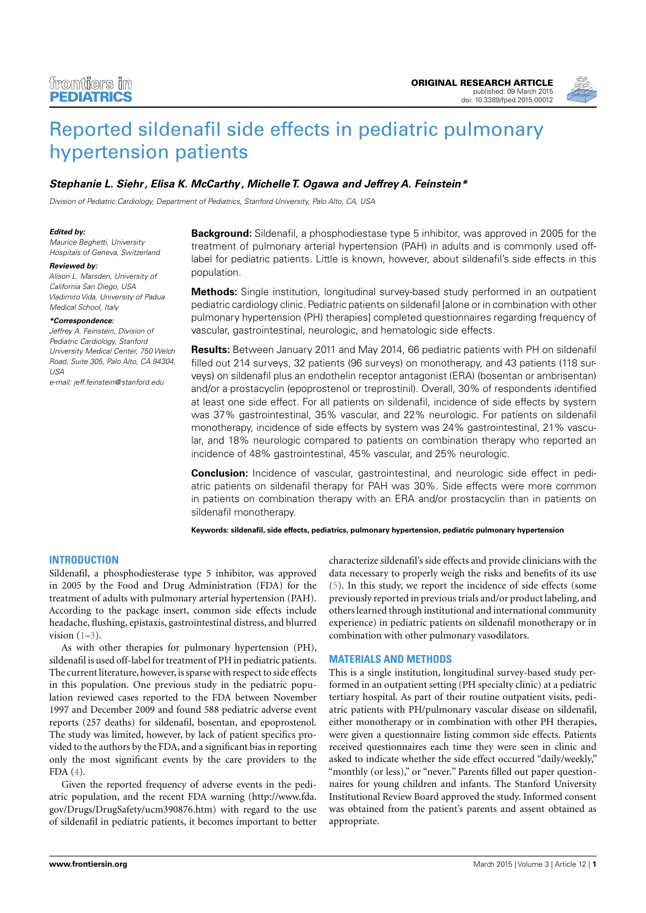ORIGINAL RESEARCH ARTICLE
published: 09 March 2015
doi: 10.3389/fped.2015.00012

# Reported sildenafil side effects in pediatric pulmonary hypertension patients

**Stephanie L. Siehr, Elisa K. McCarthy, Michelle T. Ogawa and Jeffrey A. Feinstein***

*Division of Pediatric Cardiology, Department of Pediatrics, Stanford University, Palo Alto, CA, USA*

***Edited by:***
*Maurice Beghetti, University Hospitals of Geneva, Switzerland*

***Reviewed by:***
*Alison L. Marsden, University of California San Diego, USA*
*Vladimiro Vida, University of Padua Medical School, Italy*

***\*Correspondence:***
*Jeffrey A. Feinstein, Division of Pediatric Cardiology, Stanford University Medical Center, 750 Welch Road, Suite 305, Palo Alto, CA 94304, USA*
*e-mail: jeff.feinstein@stanford.edu*

**Background:** Sildenafil, a phosphodiestase type 5 inhibitor, was approved in 2005 for the treatment of pulmonary arterial hypertension (PAH) in adults and is commonly used off-label for pediatric patients. Little is known, however, about sildenafil's side effects in this population.

**Methods:** Single institution, longitudinal survey-based study performed in an outpatient pediatric cardiology clinic. Pediatric patients on sildenafil [alone or in combination with other pulmonary hypertension (PH) therapies] completed questionnaires regarding frequency of vascular, gastrointestinal, neurologic, and hematologic side effects.

**Results:** Between January 2011 and May 2014, 66 pediatric patients with PH on sildenafil filled out 214 surveys, 32 patients (96 surveys) on monotherapy, and 43 patients (118 surveys) on sildenafil plus an endothelin receptor antagonist (ERA) (bosentan or ambrisentan) and/or a prostacyclin (epoprostenol or treprostinil). Overall, 30% of respondents identified at least one side effect. For all patients on sildenafil, incidence of side effects by system was 37% gastrointestinal, 35% vascular, and 22% neurologic. For patients on sildenafil monotherapy, incidence of side effects by system was 24% gastrointestinal, 21% vascular, and 18% neurologic compared to patients on combination therapy who reported an incidence of 48% gastrointestinal, 45% vascular, and 25% neurologic.

**Conclusion:** Incidence of vascular, gastrointestinal, and neurologic side effect in pediatric patients on sildenafil therapy for PAH was 30%. Side effects were more common in patients on combination therapy with an ERA and/or prostacyclin than in patients on sildenafil monotherapy.

**Keywords: sildenafil, side effects, pediatrics, pulmonary hypertension, pediatric pulmonary hypertension**

## INTRODUCTION

Sildenafil, a phosphodiesterase type 5 inhibitor, was approved in 2005 by the Food and Drug Administration (FDA) for the treatment of adults with pulmonary arterial hypertension (PAH). According to the package insert, common side effects include headache, flushing, epistaxis, gastrointestinal distress, and blurred vision (1–3).

As with other therapies for pulmonary hypertension (PH), sildenafil is used off-label for treatment of PH in pediatric patients. The current literature, however, is sparse with respect to side effects in this population. One previous study in the pediatric population reviewed cases reported to the FDA between November 1997 and December 2009 and found 588 pediatric adverse event reports (257 deaths) for sildenafil, bosentan, and epoprostenol. The study was limited, however, by lack of patient specifics provided to the authors by the FDA, and a significant bias in reporting only the most significant events by the care providers to the FDA (4).

Given the reported frequency of adverse events in the pediatric population, and the recent FDA warning (http://www.fda.gov/Drugs/DrugSafety/ucm390876.htm) with regard to the use of sildenafil in pediatric patients, it becomes important to better characterize sildenafil's side effects and provide clinicians with the data necessary to properly weigh the risks and benefits of its use (5). In this study, we report the incidence of side effects (some previously reported in previous trials and/or product labeling, and others learned through institutional and international community experience) in pediatric patients on sildenafil monotherapy or in combination with other pulmonary vasodilators.

## MATERIALS AND METHODS

This is a single institution, longitudinal survey-based study performed in an outpatient setting (PH specialty clinic) at a pediatric tertiary hospital. As part of their routine outpatient visits, pediatric patients with PH/pulmonary vascular disease on sildenafil, either monotherapy or in combination with other PH therapies, were given a questionnaire listing common side effects. Patients received questionnaires each time they were seen in clinic and asked to indicate whether the side effect occurred "daily/weekly," "monthly (or less)," or "never." Parents filled out paper questionnaires for young children and infants. The Stanford University Institutional Review Board approved the study. Informed consent was obtained from the patient's parents and assent obtained as appropriate.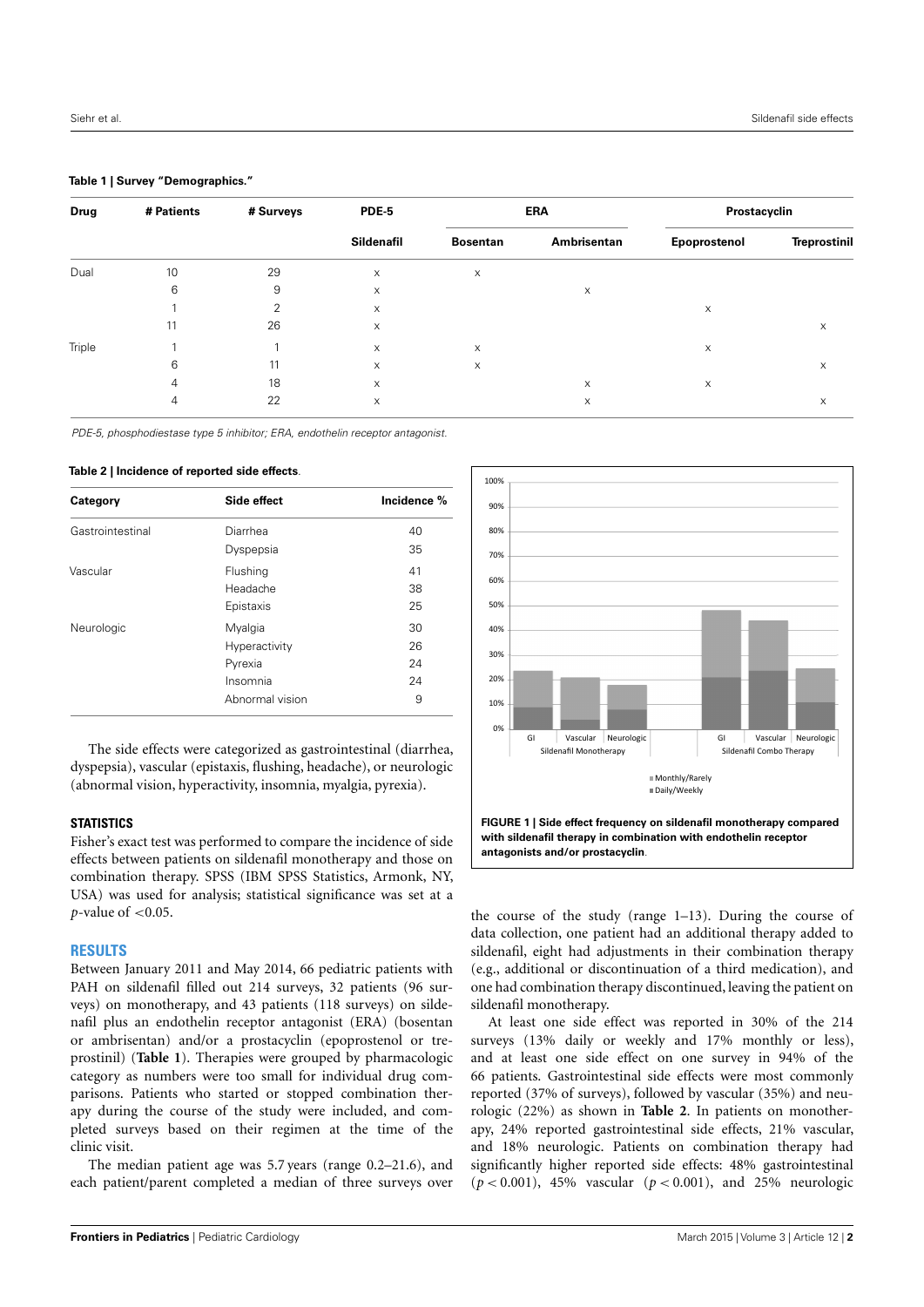**Table 1 | Survey "Demographics."**

| Drug | # Patients | # Surveys | PDE-5 | ERA | | Prostacyclin | |
|---|---|---|---|---|---|---|---|
| | | | Sildenafil | Bosentan | Ambrisentan | Epoprostenol | Treprostinil |
| Dual | 10 | 29 | x | x | | | |
| | 6 | 9 | x | | x | | |
| | 1 | 2 | x | | | x | |
| | 11 | 26 | x | | | | x |
| Triple | 1 | 1 | x | x | | x | |
| | 6 | 11 | x | x | | | x |
| | 4 | 18 | x | | x | x | |
| | 4 | 22 | x | | x | | x |

*PDE-5, phosphodiesterase type 5 inhibitor; ERA, endothelin receptor antagonist.*

**Table 2 | Incidence of reported side effects.**

| Category | Side effect | Incidence % |
|---|---|---|
| Gastrointestinal | Diarrhea | 40 |
| | Dyspepsia | 35 |
| Vascular | Flushing | 41 |
| | Headache | 38 |
| | Epistaxis | 25 |
| Neurologic | Myalgia | 30 |
| | Hyperactivity | 26 |
| | Pyrexia | 24 |
| | Insomnia | 24 |
| | Abnormal vision | 9 |

The side effects were categorized as gastrointestinal (diarrhea, dyspepsia), vascular (epistaxis, flushing, headache), or neurologic (abnormal vision, hyperactivity, insomnia, myalgia, pyrexia).

### STATISTICS

Fisher's exact test was performed to compare the incidence of side effects between patients on sildenafil monotherapy and those on combination therapy. SPSS (IBM SPSS Statistics, Armonk, NY, USA) was used for analysis; statistical significance was set at a $p$-value of $<0.05$.

## RESULTS

Between January 2011 and May 2014, 66 pediatric patients with PAH on sildenafil filled out 214 surveys, 32 patients (96 surveys) on monotherapy, and 43 patients (118 surveys) on sildenafil plus an endothelin receptor antagonist (ERA) (bosentan or ambrisentan) and/or a prostacyclin (epoprostenol or treprostinil) (**Table 1**). Therapies were grouped by pharmacologic category as numbers were too small for individual drug comparisons. Patients who started or stopped combination therapy during the course of the study were included, and completed surveys based on their regimen at the time of the clinic visit.

The median patient age was 5.7 years (range 0.2–21.6), and each patient/parent completed a median of three surveys over the course of the study (range 1–13). During the course of data collection, one patient had an additional therapy added to sildenafil, eight had adjustments in their combination therapy (e.g., additional or discontinuation of a third medication), and one had combination therapy discontinued, leaving the patient on sildenafil monotherapy.

**FIGURE 1 | Side effect frequency on sildenafil monotherapy compared with sildenafil therapy in combination with endothelin receptor antagonists and/or prostacyclin.**

At least one side effect was reported in 30% of the 214 surveys (13% daily or weekly and 17% monthly or less), and at least one side effect on one survey in 94% of the 66 patients. Gastrointestinal side effects were most commonly reported (37% of surveys), followed by vascular (35%) and neurologic (22%) as shown in **Table 2**. In patients on monotherapy, 24% reported gastrointestinal side effects, 21% vascular, and 18% neurologic. Patients on combination therapy had significantly higher reported side effects: 48% gastrointestinal ($p < 0.001$), 45% vascular ($p < 0.001$), and 25% neurologic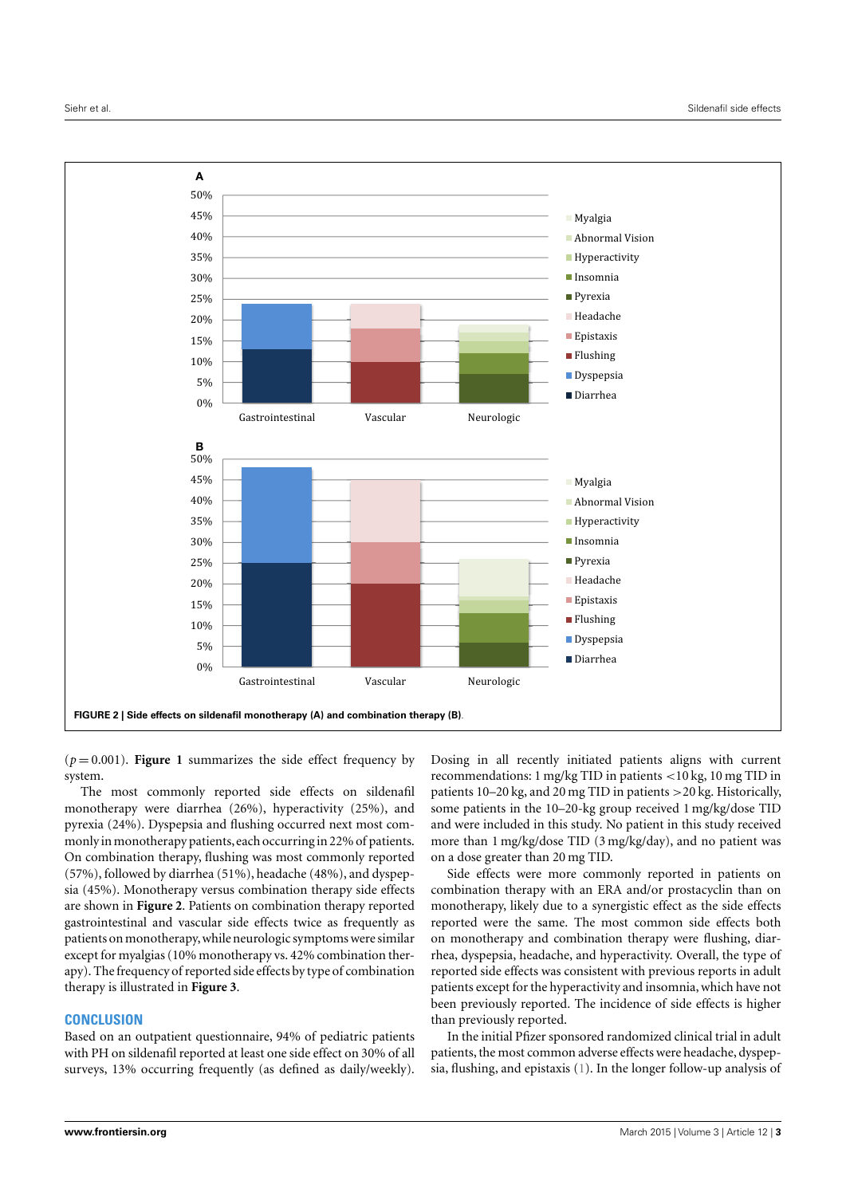FIGURE 2 | Side effects on sildenafil monotherapy (A) and combination therapy (B).

($p = 0.001$). **Figure 1** summarizes the side effect frequency by system.

The most commonly reported side effects on sildenafil monotherapy were diarrhea (26%), hyperactivity (25%), and pyrexia (24%). Dyspepsia and flushing occurred next most commonly in monotherapy patients, each occurring in 22% of patients. On combination therapy, flushing was most commonly reported (57%), followed by diarrhea (51%), headache (48%), and dyspepsia (45%). Monotherapy versus combination therapy side effects are shown in **Figure 2**. Patients on combination therapy reported gastrointestinal and vascular side effects twice as frequently as patients on monotherapy, while neurologic symptoms were similar except for myalgias (10% monotherapy vs. 42% combination therapy). The frequency of reported side effects by type of combination therapy is illustrated in **Figure 3**.

## CONCLUSION

Based on an outpatient questionnaire, 94% of pediatric patients with PH on sildenafil reported at least one side effect on 30% of all surveys, 13% occurring frequently (as defined as daily/weekly). Dosing in all recently initiated patients aligns with current recommendations: 1 mg/kg TID in patients <10 kg, 10 mg TID in patients 10–20 kg, and 20 mg TID in patients >20 kg. Historically, some patients in the 10–20-kg group received 1 mg/kg/dose TID and were included in this study. No patient in this study received more than 1 mg/kg/dose TID (3 mg/kg/day), and no patient was on a dose greater than 20 mg TID.

Side effects were more commonly reported in patients on combination therapy with an ERA and/or prostacyclin than on monotherapy, likely due to a synergistic effect as the side effects reported were the same. The most common side effects both on monotherapy and combination therapy were flushing, diarrhea, dyspepsia, headache, and hyperactivity. Overall, the type of reported side effects was consistent with previous reports in adult patients except for the hyperactivity and insomnia, which have not been previously reported. The incidence of side effects is higher than previously reported.

In the initial Pfizer sponsored randomized clinical trial in adult patients, the most common adverse effects were headache, dyspepsia, flushing, and epistaxis (1). In the longer follow-up analysis of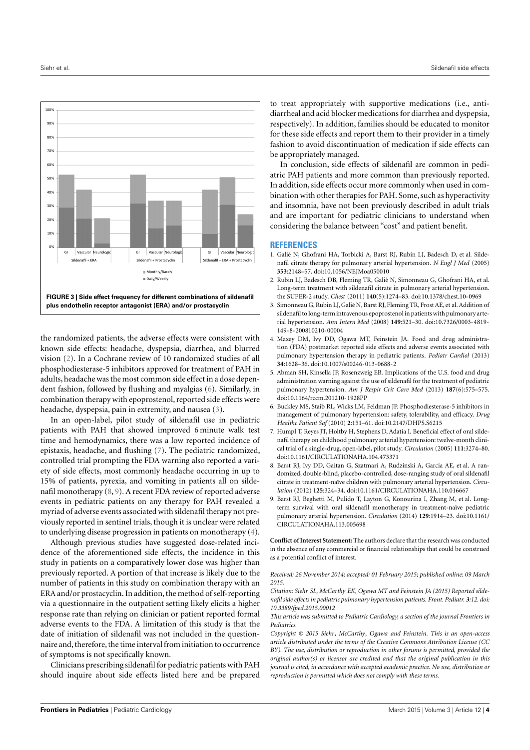100%
90%
80%
70%
60%
50%
40%
30%
20%
10%
0%

GI Vascular Neurologic
Sildenafil + ERA

GI Vascular Neurologic
Sildenafil + Prostacyclin

GI Vascular Neurologic
Sildenafil + ERA + Prostacyclin

Monthly/Rarely
Daily/Weekly

**FIGURE 3 | Side effect frequency for different combinations of sildenafil plus endothelin receptor antagonist (ERA) and/or prostacyclin**.

the randomized patients, the adverse effects were consistent with known side effects: headache, dyspepsia, diarrhea, and blurred vision (2). In a Cochrane review of 10 randomized studies of all phosphodiesterase-5 inhibitors approved for treatment of PAH in adults, headache was the most common side effect in a dose dependent fashion, followed by flushing and myalgias (6). Similarly, in combination therapy with epoprostenol, reported side effects were headache, dyspepsia, pain in extremity, and nausea (3).

In an open-label, pilot study of sildenafil use in pediatric patients with PAH that showed improved 6 minute walk test time and hemodynamics, there was a low reported incidence of epistaxis, headache, and flushing (7). The pediatric randomized, controlled trial prompting the FDA warning also reported a variety of side effects, most commonly headache occurring in up to 15% of patients, pyrexia, and vomiting in patients all on sildenafil monotherapy (8, 9). A recent FDA review of reported adverse events in pediatric patients on any therapy for PAH revealed a myriad of adverse events associated with sildenafil therapy not previously reported in sentinel trials, though it is unclear were related to underlying disease progression in patients on monotherapy (4).

Although previous studies have suggested dose-related incidence of the aforementioned side effects, the incidence in this study in patients on a comparatively lower dose was higher than previously reported. A portion of that increase is likely due to the number of patients in this study on combination therapy with an ERA and/or prostacyclin. In addition, the method of self-reporting via a questionnaire in the outpatient setting likely elicits a higher response rate than relying on clinician or patient reported formal adverse events to the FDA. A limitation of this study is that the date of initiation of sildenafil was not included in the questionnaire and, therefore, the time interval from initiation to occurrence of symptoms is not specifically known.

Clinicians prescribing sildenafil for pediatric patients with PAH should inquire about side effects listed here and be prepared to treat appropriately with supportive medications (i.e., anti-diarrheal and acid blocker medications for diarrhea and dyspepsia, respectively). In addition, families should be educated to monitor for these side effects and report them to their provider in a timely fashion to avoid discontinuation of medication if side effects can be appropriately managed.

In conclusion, side effects of sildenafil are common in pediatric PAH patients and more common than previously reported. In addition, side effects occur more commonly when used in combination with other therapies for PAH. Some, such as hyperactivity and insomnia, have not been previously described in adult trials and are important for pediatric clinicians to understand when considering the balance between "cost" and patient benefit.

## REFERENCES

1. Galiè N, Ghofrani HA, Torbicki A, Barst RJ, Rubin LJ, Badesch D, et al. Sildenafil citrate therapy for pulmonary arterial hypertension. *N Engl J Med* (2005) **353**:2148–57. doi:10.1056/NEJMoa050010
2. Rubin LJ, Badesch DB, Fleming TR, Galiè N, Simonneau G, Ghofrani HA, et al. Long-term treatment with sildenafil citrate in pulmonary arterial hypertension. the SUPER-2 study. *Chest* (2011) **140**(5):1274–83. doi:10.1378/chest.10-0969
3. Simonneau G, Rubin LJ, Galiè N, Barst RJ, Fleming TR, Frost AE, et al. Addition of sildenafil to long-term intravenous epoprostenol in patients with pulmonary arterial hypertension. *Ann Intern Med* (2008) **149**:521–30. doi:10.7326/0003-4819-149-8-200810210-00004
4. Maxey DM, Ivy DD, Ogawa MT, Feinstein JA. Food and drug administration (FDA) postmarket reported side effects and adverse events associated with pulmonary hypertension therapy in pediatric patients. *Pediatr Cardiol* (2013) **34**:1628–36. doi:10.1007/s00246-013-0688-2
5. Abman SH, Kinsella JP, Rosenzweig EB. Implications of the U.S. food and drug administration warning against the use of sildenafil for the treatment of pediatric pulmonary hypertension. *Am J Respir Crit Care Med* (2013) **187**(6):575–575. doi:10.1164/rccm.201210-1928PP
6. Buckley MS, Staib RL, Wicks LM, Feldman JP. Phosphodiesterase-5 inhibitors in management of pulmonary hypertension: safety, tolerability, and efficacy. *Drug Healthc Patient Saf* (2010) **2**:151–61. doi:10.2147/DHPS.S6215
7. Humpl T, Reyes JT, Holtby H, Stephens D, Adatia I. Beneficial effect of oral sildenafil therapy on childhood pulmonary arterial hypertension: twelve-month clinical trial of a single-drug, open-label, pilot study. *Circulation* (2005) **111**:3274–80. doi:10.1161/CIRCULATIONAHA.104.473371
8. Barst RJ, Ivy DD, Gaitan G, Szatmari A, Rudzinski A, Garcia AE, et al. A randomized, double-blind, placebo-controlled, dose-ranging study of oral sildenafil citrate in treatment-naïve children with pulmonary arterial hypertension. *Circulation* (2012) **125**:324–34. doi:10.1161/CIRCULATIONAHA.110.016667
9. Barst RJ, Beghetti M, Pulido T, Layton G, Konourina I, Zhang M, et al. Long-term survival with oral sildenafil monotherapy in treatment-naïve pediatric pulmonary arterial hypertension. *Circulation* (2014) **129**:1914–23. doi:10.1161/CIRCULATIONAHA.113.005698

**Conflict of Interest Statement:** The authors declare that the research was conducted in the absence of any commercial or financial relationships that could be construed as a potential conflict of interest.

*Received: 26 November 2014; accepted: 01 February 2015; published online: 09 March 2015.*

*Citation: Siehr SL, McCarthy EK, Ogawa MT and Feinstein JA (2015) Reported sildenafil side effects in pediatric pulmonary hypertension patients. Front. Pediatr. **3**:12. doi: 10.3389/fped.2015.00012*

*This article was submitted to Pediatric Cardiology, a section of the journal Frontiers in Pediatrics.*

*Copyright © 2015 Siehr, McCarthy, Ogawa and Feinstein. This is an open-access article distributed under the terms of the Creative Commons Attribution License (CC BY). The use, distribution or reproduction in other forums is permitted, provided the original author(s) or licensor are credited and that the original publication in this journal is cited, in accordance with accepted academic practice. No use, distribution or reproduction is permitted which does not comply with these terms.*